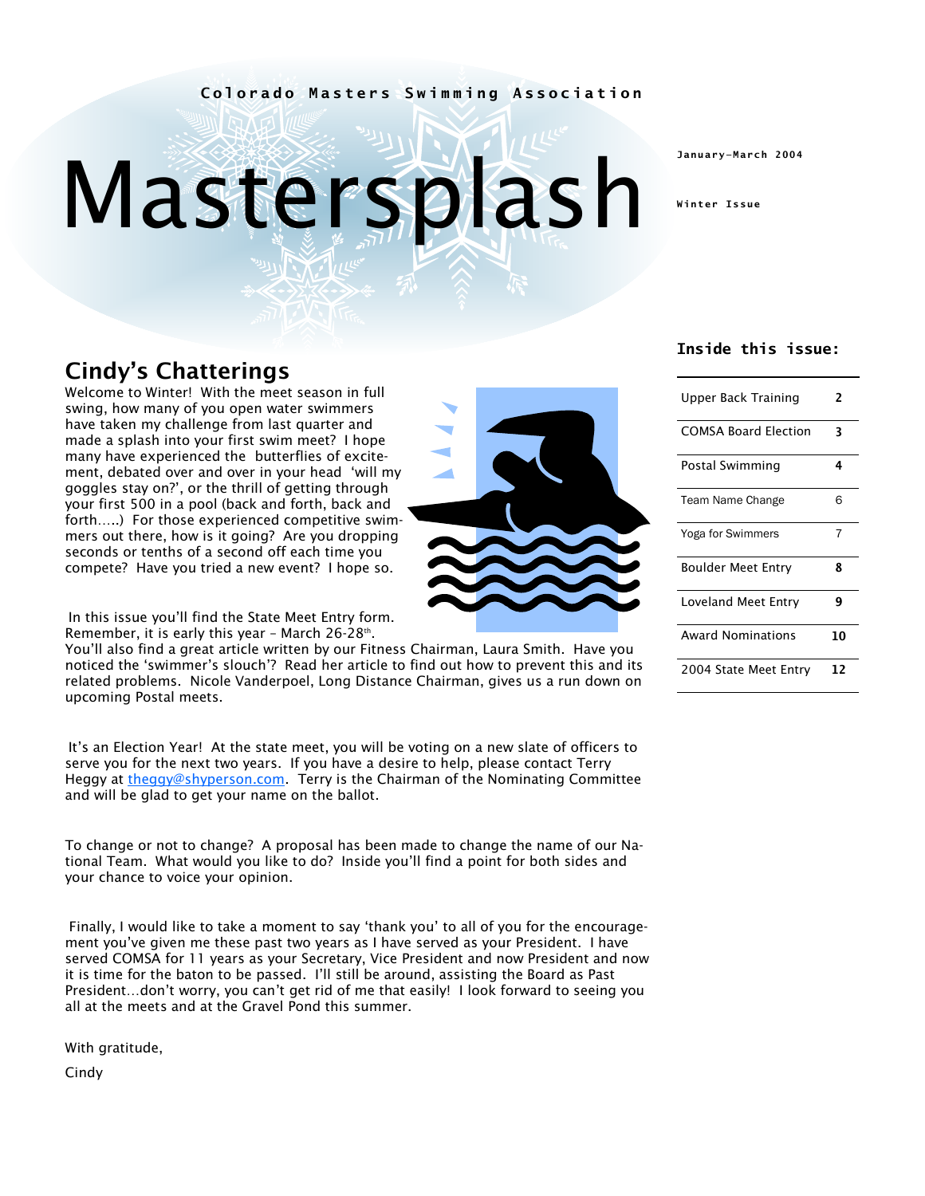Colorado Masters Swimming Association

# Mastersplash

January–March 2004

Winter Issue

**Inside this issue:**

| | |
|---|---|
| Upper Back Training | 2 |
| COMSA Board Election | 3 |
| Postal Swimming | 4 |
| Team Name Change | 6 |
| Yoga for Swimmers | 7 |
| Boulder Meet Entry | 8 |
| Loveland Meet Entry | 9 |
| Award Nominations | 10 |
| 2004 State Meet Entry | 12 |

## Cindy's Chatterings

Welcome to Winter! With the meet season in full swing, how many of you open water swimmers have taken my challenge from last quarter and made a splash into your first swim meet? I hope many have experienced the butterflies of excitement, debated over and over in your head 'will my goggles stay on?', or the thrill of getting through your first 500 in a pool (back and forth, back and forth…..) For those experienced competitive swimmers out there, how is it going? Are you dropping seconds or tenths of a second off each time you compete? Have you tried a new event? I hope so.

In this issue you'll find the State Meet Entry form. Remember, it is early this year – March 26-28th. You'll also find a great article written by our Fitness Chairman, Laura Smith. Have you noticed the 'swimmer's slouch'? Read her article to find out how to prevent this and its related problems. Nicole Vanderpoel, Long Distance Chairman, gives us a run down on upcoming Postal meets.

It's an Election Year! At the state meet, you will be voting on a new slate of officers to serve you for the next two years. If you have a desire to help, please contact Terry Heggy at theggy@shyperson.com. Terry is the Chairman of the Nominating Committee and will be glad to get your name on the ballot.

To change or not to change? A proposal has been made to change the name of our National Team. What would you like to do? Inside you'll find a point for both sides and your chance to voice your opinion.

Finally, I would like to take a moment to say 'thank you' to all of you for the encouragement you've given me these past two years as I have served as your President. I have served COMSA for 11 years as your Secretary, Vice President and now President and now it is time for the baton to be passed. I'll still be around, assisting the Board as Past President…don't worry, you can't get rid of me that easily! I look forward to seeing you all at the meets and at the Gravel Pond this summer.

With gratitude,

Cindy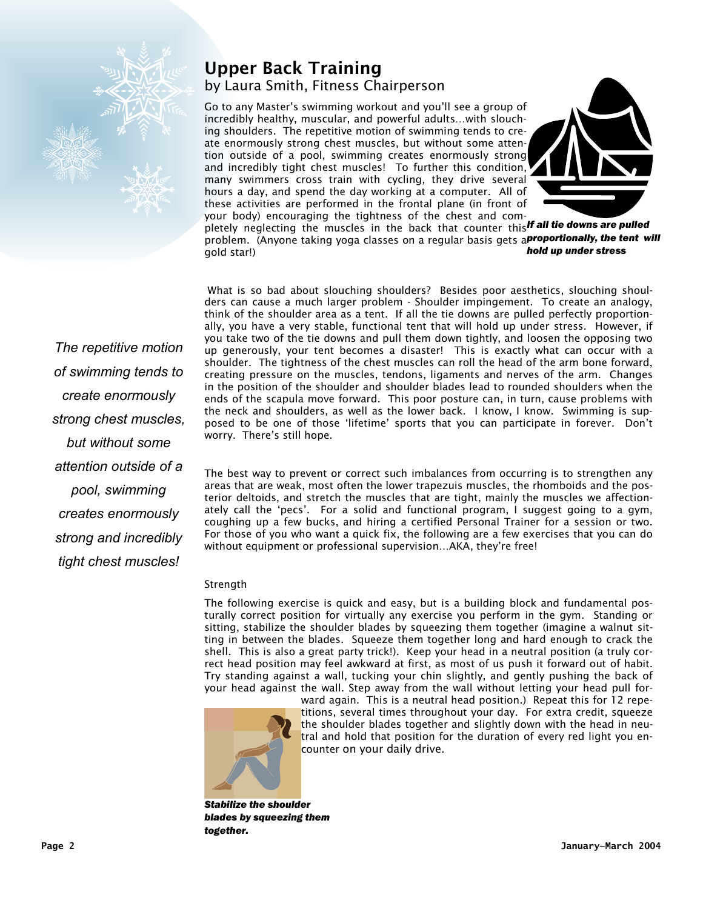## Upper Back Training

by Laura Smith, Fitness Chairperson

Go to any Master's swimming workout and you'll see a group of incredibly healthy, muscular, and powerful adults…with slouching shoulders. The repetitive motion of swimming tends to create enormously strong chest muscles, but without some attention outside of a pool, swimming creates enormously strong and incredibly tight chest muscles! To further this condition, many swimmers cross train with cycling, they drive several hours a day, and spend the day working at a computer. All of these activities are performed in the frontal plane (in front of your body) encouraging the tightness of the chest and completely neglecting the muscles in the back that counter this problem. (Anyone taking yoga classes on a regular basis gets a gold star!)

***If all tie downs are pulled proportionally, the tent will hold up under stress***

*The repetitive motion of swimming tends to create enormously strong chest muscles, but without some attention outside of a pool, swimming creates enormously strong and incredibly tight chest muscles!*

What is so bad about slouching shoulders? Besides poor aesthetics, slouching shoulders can cause a much larger problem - Shoulder impingement. To create an analogy, think of the shoulder area as a tent. If all the tie downs are pulled perfectly proportionally, you have a very stable, functional tent that will hold up under stress. However, if you take two of the tie downs and pull them down tightly, and loosen the opposing two up generously, your tent becomes a disaster! This is exactly what can occur with a shoulder. The tightness of the chest muscles can roll the head of the arm bone forward, creating pressure on the muscles, tendons, ligaments and nerves of the arm. Changes in the position of the shoulder and shoulder blades lead to rounded shoulders when the ends of the scapula move forward. This poor posture can, in turn, cause problems with the neck and shoulders, as well as the lower back. I know, I know. Swimming is supposed to be one of those 'lifetime' sports that you can participate in forever. Don't worry. There's still hope.

The best way to prevent or correct such imbalances from occurring is to strengthen any areas that are weak, most often the lower trapezuis muscles, the rhomboids and the posterior deltoids, and stretch the muscles that are tight, mainly the muscles we affectionately call the 'pecs'. For a solid and functional program, I suggest going to a gym, coughing up a few bucks, and hiring a certified Personal Trainer for a session or two. For those of you who want a quick fix, the following are a few exercises that you can do without equipment or professional supervision…AKA, they're free!

Strength

The following exercise is quick and easy, but is a building block and fundamental posturally correct position for virtually any exercise you perform in the gym. Standing or sitting, stabilize the shoulder blades by squeezing them together (imagine a walnut sitting in between the blades. Squeeze them together long and hard enough to crack the shell. This is also a great party trick!). Keep your head in a neutral position (a truly correct head position may feel awkward at first, as most of us push it forward out of habit. Try standing against a wall, tucking your chin slightly, and gently pushing the back of your head against the wall. Step away from the wall without letting your head pull forward again. This is a neutral head position.) Repeat this for 12 repetitions, several times throughout your day. For extra credit, squeeze the shoulder blades together and slightly down with the head in neutral and hold that position for the duration of every red light you encounter on your daily drive.

***Stabilize the shoulder blades by squeezing them together.***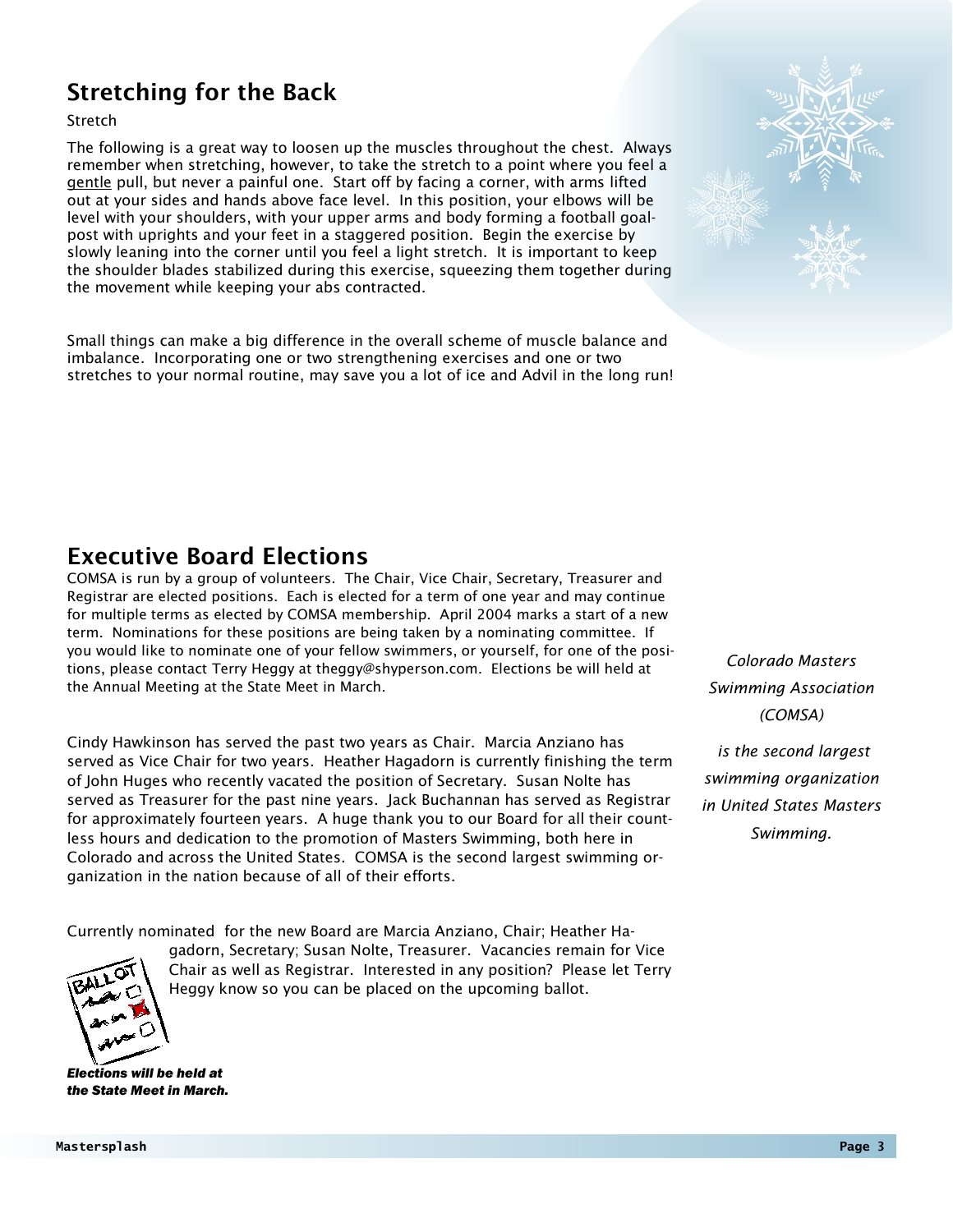## Stretching for the Back

Stretch

The following is a great way to loosen up the muscles throughout the chest. Always remember when stretching, however, to take the stretch to a point where you feel a gentle pull, but never a painful one. Start off by facing a corner, with arms lifted out at your sides and hands above face level. In this position, your elbows will be level with your shoulders, with your upper arms and body forming a football goal-post with uprights and your feet in a staggered position. Begin the exercise by slowly leaning into the corner until you feel a light stretch. It is important to keep the shoulder blades stabilized during this exercise, squeezing them together during the movement while keeping your abs contracted.

Small things can make a big difference in the overall scheme of muscle balance and imbalance. Incorporating one or two strengthening exercises and one or two stretches to your normal routine, may save you a lot of ice and Advil in the long run!

## Executive Board Elections

COMSA is run by a group of volunteers. The Chair, Vice Chair, Secretary, Treasurer and Registrar are elected positions. Each is elected for a term of one year and may continue for multiple terms as elected by COMSA membership. April 2004 marks a start of a new term. Nominations for these positions are being taken by a nominating committee. If you would like to nominate one of your fellow swimmers, or yourself, for one of the positions, please contact Terry Heggy at theggy@shyperson.com. Elections be will held at the Annual Meeting at the State Meet in March.

Cindy Hawkinson has served the past two years as Chair. Marcia Anziano has served as Vice Chair for two years. Heather Hagadorn is currently finishing the term of John Huges who recently vacated the position of Secretary. Susan Nolte has served as Treasurer for the past nine years. Jack Buchannan has served as Registrar for approximately fourteen years. A huge thank you to our Board for all their countless hours and dedication to the promotion of Masters Swimming, both here in Colorado and across the United States. COMSA is the second largest swimming organization in the nation because of all of their efforts.

Currently nominated for the new Board are Marcia Anziano, Chair; Heather Hagadorn, Secretary; Susan Nolte, Treasurer. Vacancies remain for Vice Chair as well as Registrar. Interested in any position? Please let Terry Heggy know so you can be placed on the upcoming ballot.

***Elections will be held at the State Meet in March.***

*Colorado Masters Swimming Association (COMSA) is the second largest swimming organization in United States Masters Swimming.*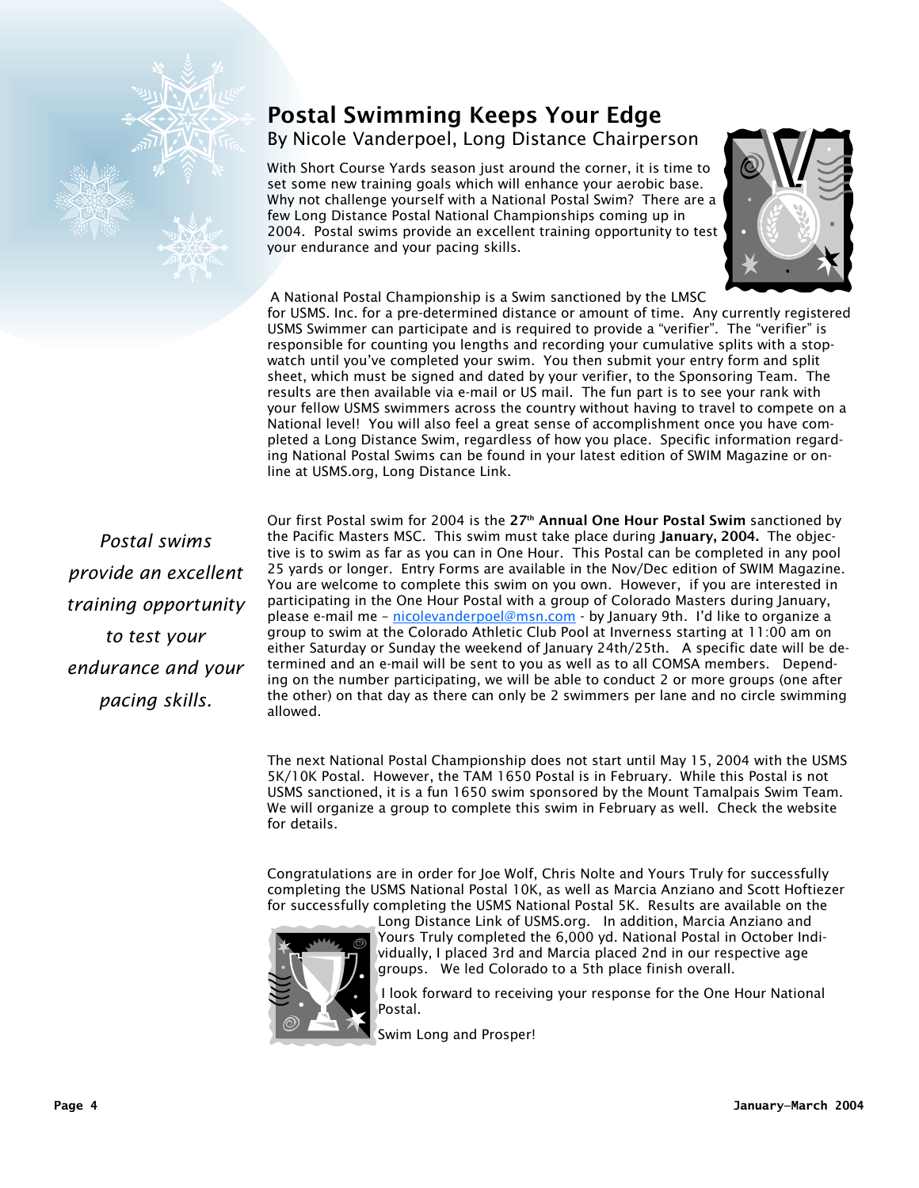# Postal Swimming Keeps Your Edge

By Nicole Vanderpoel, Long Distance Chairperson

With Short Course Yards season just around the corner, it is time to set some new training goals which will enhance your aerobic base. Why not challenge yourself with a National Postal Swim? There are a few Long Distance Postal National Championships coming up in 2004. Postal swims provide an excellent training opportunity to test your endurance and your pacing skills.

A National Postal Championship is a Swim sanctioned by the LMSC for USMS. Inc. for a pre-determined distance or amount of time. Any currently registered USMS Swimmer can participate and is required to provide a "verifier". The "verifier" is responsible for counting you lengths and recording your cumulative splits with a stop-watch until you've completed your swim. You then submit your entry form and split sheet, which must be signed and dated by your verifier, to the Sponsoring Team. The results are then available via e-mail or US mail. The fun part is to see your rank with your fellow USMS swimmers across the country without having to travel to compete on a National level! You will also feel a great sense of accomplishment once you have completed a Long Distance Swim, regardless of how you place. Specific information regarding National Postal Swims can be found in your latest edition of SWIM Magazine or on-line at USMS.org, Long Distance Link.

*Postal swims provide an excellent training opportunity to test your endurance and your pacing skills.*

Our first Postal swim for 2004 is the **27th Annual One Hour Postal Swim** sanctioned by the Pacific Masters MSC. This swim must take place during **January, 2004.** The objective is to swim as far as you can in One Hour. This Postal can be completed in any pool 25 yards or longer. Entry Forms are available in the Nov/Dec edition of SWIM Magazine. You are welcome to complete this swim on you own. However, if you are interested in participating in the One Hour Postal with a group of Colorado Masters during January, please e-mail me – nicolevanderpoel@msn.com - by January 9th. I'd like to organize a group to swim at the Colorado Athletic Club Pool at Inverness starting at 11:00 am on either Saturday or Sunday the weekend of January 24th/25th. A specific date will be determined and an e-mail will be sent to you as well as to all COMSA members. Depending on the number participating, we will be able to conduct 2 or more groups (one after the other) on that day as there can only be 2 swimmers per lane and no circle swimming allowed.

The next National Postal Championship does not start until May 15, 2004 with the USMS 5K/10K Postal. However, the TAM 1650 Postal is in February. While this Postal is not USMS sanctioned, it is a fun 1650 swim sponsored by the Mount Tamalpais Swim Team. We will organize a group to complete this swim in February as well. Check the website for details.

Congratulations are in order for Joe Wolf, Chris Nolte and Yours Truly for successfully completing the USMS National Postal 10K, as well as Marcia Anziano and Scott Hoftiezer for successfully completing the USMS National Postal 5K. Results are available on the Long Distance Link of USMS.org. In addition, Marcia Anziano and Yours Truly completed the 6,000 yd. National Postal in October Individually, I placed 3rd and Marcia placed 2nd in our respective age groups. We led Colorado to a 5th place finish overall.

I look forward to receiving your response for the One Hour National Postal.

Swim Long and Prosper!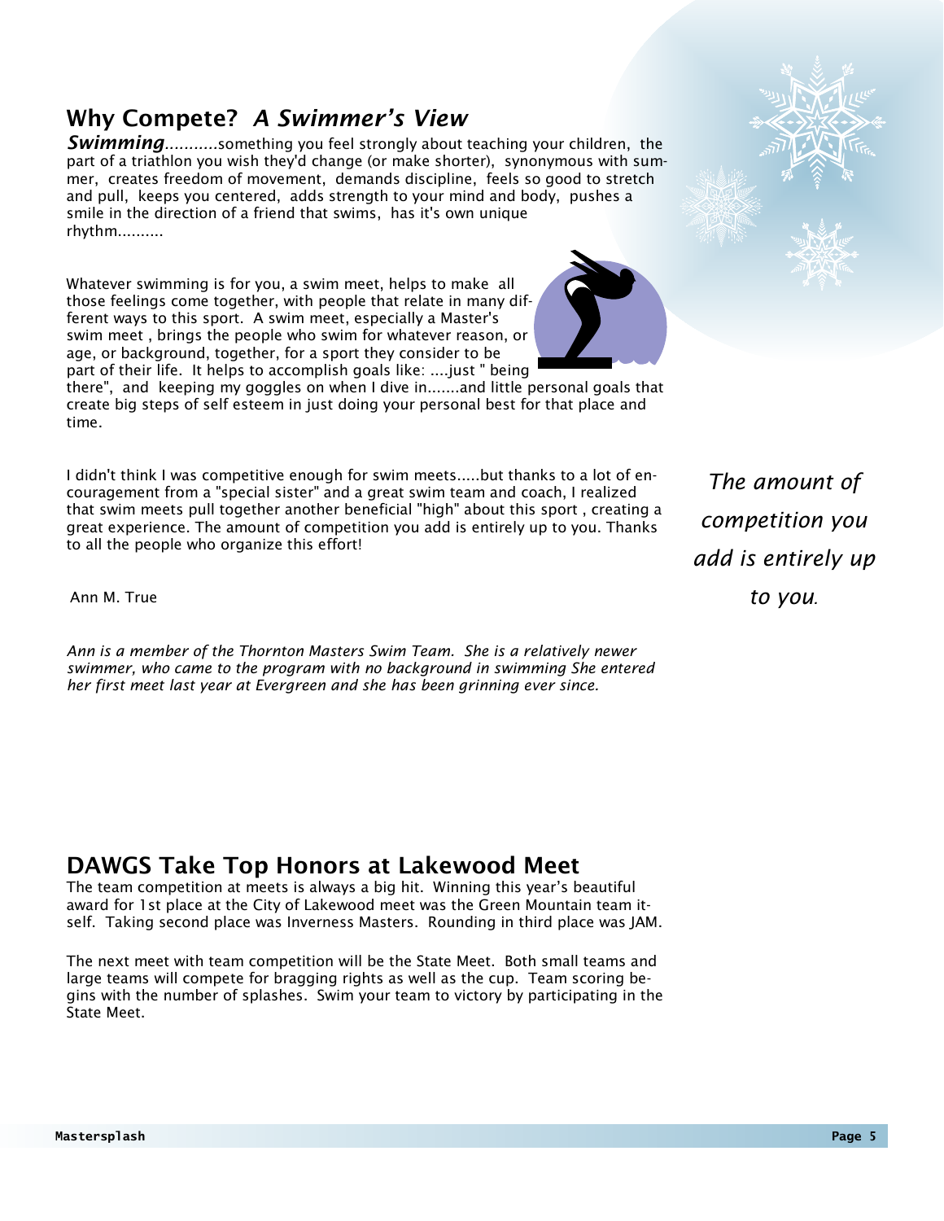## Why Compete? *A Swimmer's View*

***Swimming***...........something you feel strongly about teaching your children, the part of a triathlon you wish they'd change (or make shorter), synonymous with summer, creates freedom of movement, demands discipline, feels so good to stretch and pull, keeps you centered, adds strength to your mind and body, pushes a smile in the direction of a friend that swims, has it's own unique rhythm..........

Whatever swimming is for you, a swim meet, helps to make all those feelings come together, with people that relate in many different ways to this sport. A swim meet, especially a Master's swim meet , brings the people who swim for whatever reason, or age, or background, together, for a sport they consider to be part of their life. It helps to accomplish goals like: ....just " being there", and keeping my goggles on when I dive in.......and little personal goals that create big steps of self esteem in just doing your personal best for that place and time.

I didn't think I was competitive enough for swim meets.....but thanks to a lot of encouragement from a "special sister" and a great swim team and coach, I realized that swim meets pull together another beneficial "high" about this sport , creating a great experience. The amount of competition you add is entirely up to you. Thanks to all the people who organize this effort!

*The amount of competition you add is entirely up to you.*

Ann M. True

*Ann is a member of the Thornton Masters Swim Team. She is a relatively newer swimmer, who came to the program with no background in swimming She entered her first meet last year at Evergreen and she has been grinning ever since.*

## DAWGS Take Top Honors at Lakewood Meet

The team competition at meets is always a big hit. Winning this year's beautiful award for 1st place at the City of Lakewood meet was the Green Mountain team itself. Taking second place was Inverness Masters. Rounding in third place was JAM.

The next meet with team competition will be the State Meet. Both small teams and large teams will compete for bragging rights as well as the cup. Team scoring begins with the number of splashes. Swim your team to victory by participating in the State Meet.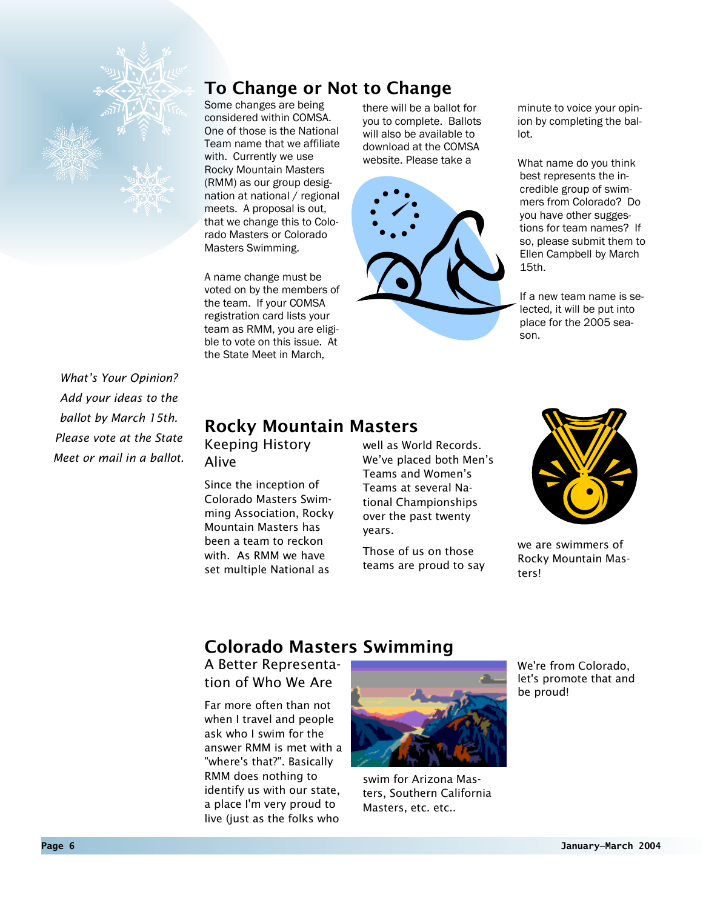## To Change or Not to Change

Some changes are being considered within COMSA. One of those is the National Team name that we affiliate with. Currently we use Rocky Mountain Masters (RMM) as our group designation at national / regional meets. A proposal is out, that we change this to Colorado Masters or Colorado Masters Swimming.

A name change must be voted on by the members of the team. If your COMSA registration card lists your team as RMM, you are eligible to vote on this issue. At the State Meet in March, there will be a ballot for you to complete. Ballots will also be available to download at the COMSA website. Please take a minute to voice your opinion by completing the ballot.

What name do you think best represents the incredible group of swimmers from Colorado? Do you have other suggestions for team names? If so, please submit them to Ellen Campbell by March 15th.

If a new team name is selected, it will be put into place for the 2005 season.

*What's Your Opinion? Add your ideas to the ballot by March 15th. Please vote at the State Meet or mail in a ballot.*

## Rocky Mountain Masters

### Keeping History Alive

Since the inception of Colorado Masters Swimming Association, Rocky Mountain Masters has been a team to reckon with. As RMM we have set multiple National as well as World Records. We've placed both Men's Teams and Women's Teams at several National Championships over the past twenty years.

Those of us on those teams are proud to say we are swimmers of Rocky Mountain Masters!

## Colorado Masters Swimming

### A Better Representation of Who We Are

Far more often than not when I travel and people ask who I swim for the answer RMM is met with a "where's that?". Basically RMM does nothing to identify us with our state, a place I'm very proud to live (just as the folks who swim for Arizona Masters, Southern California Masters, etc. etc..

We're from Colorado, let's promote that and be proud!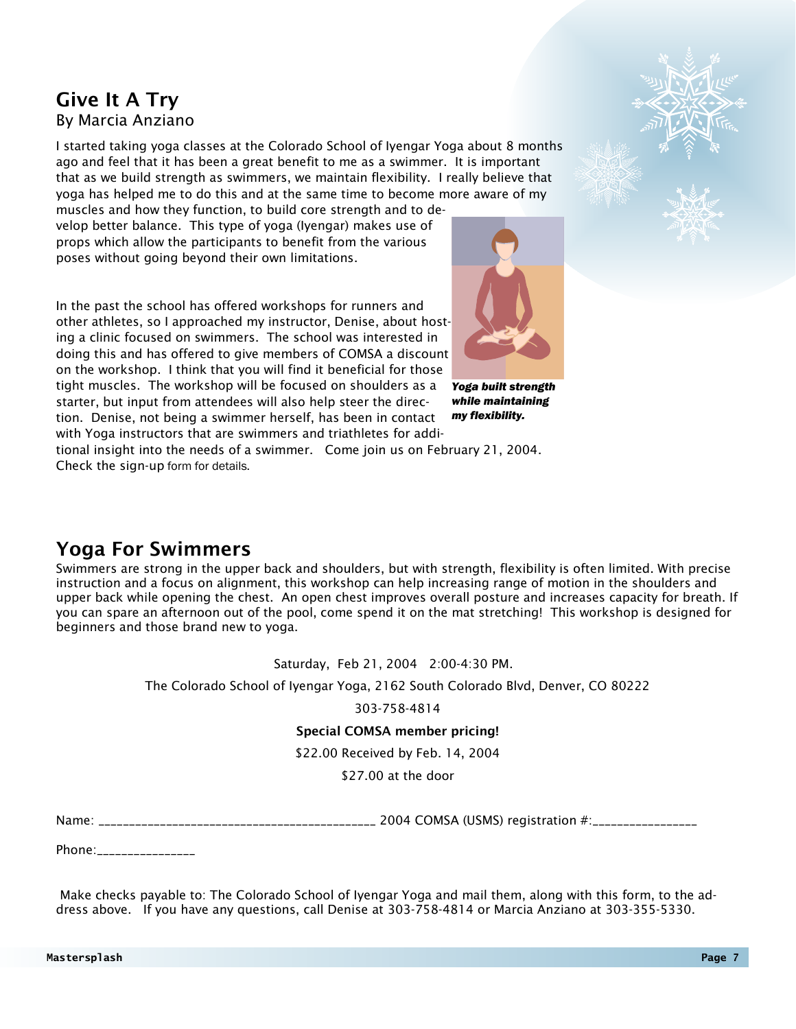## Give It A Try

By Marcia Anziano

I started taking yoga classes at the Colorado School of Iyengar Yoga about 8 months ago and feel that it has been a great benefit to me as a swimmer. It is important that as we build strength as swimmers, we maintain flexibility. I really believe that yoga has helped me to do this and at the same time to become more aware of my muscles and how they function, to build core strength and to develop better balance. This type of yoga (Iyengar) makes use of props which allow the participants to benefit from the various poses without going beyond their own limitations.

In the past the school has offered workshops for runners and other athletes, so I approached my instructor, Denise, about hosting a clinic focused on swimmers. The school was interested in doing this and has offered to give members of COMSA a discount on the workshop. I think that you will find it beneficial for those tight muscles. The workshop will be focused on shoulders as a starter, but input from attendees will also help steer the direction. Denise, not being a swimmer herself, has been in contact with Yoga instructors that are swimmers and triathletes for additional insight into the needs of a swimmer. Come join us on February 21, 2004. Check the sign-up form for details.

***Yoga built strength while maintaining my flexibility.***

## Yoga For Swimmers

Swimmers are strong in the upper back and shoulders, but with strength, flexibility is often limited. With precise instruction and a focus on alignment, this workshop can help increasing range of motion in the shoulders and upper back while opening the chest. An open chest improves overall posture and increases capacity for breath. If you can spare an afternoon out of the pool, come spend it on the mat stretching! This workshop is designed for beginners and those brand new to yoga.

Saturday, Feb 21, 2004 2:00-4:30 PM.

The Colorado School of Iyengar Yoga, 2162 South Colorado Blvd, Denver, CO 80222

303-758-4814

**Special COMSA member pricing!**

$22.00 Received by Feb. 14, 2004

$27.00 at the door

Name: _____________________________________________ 2004 COMSA (USMS) registration #:_________________

Phone:________________

Make checks payable to: The Colorado School of Iyengar Yoga and mail them, along with this form, to the address above. If you have any questions, call Denise at 303-758-4814 or Marcia Anziano at 303-355-5330.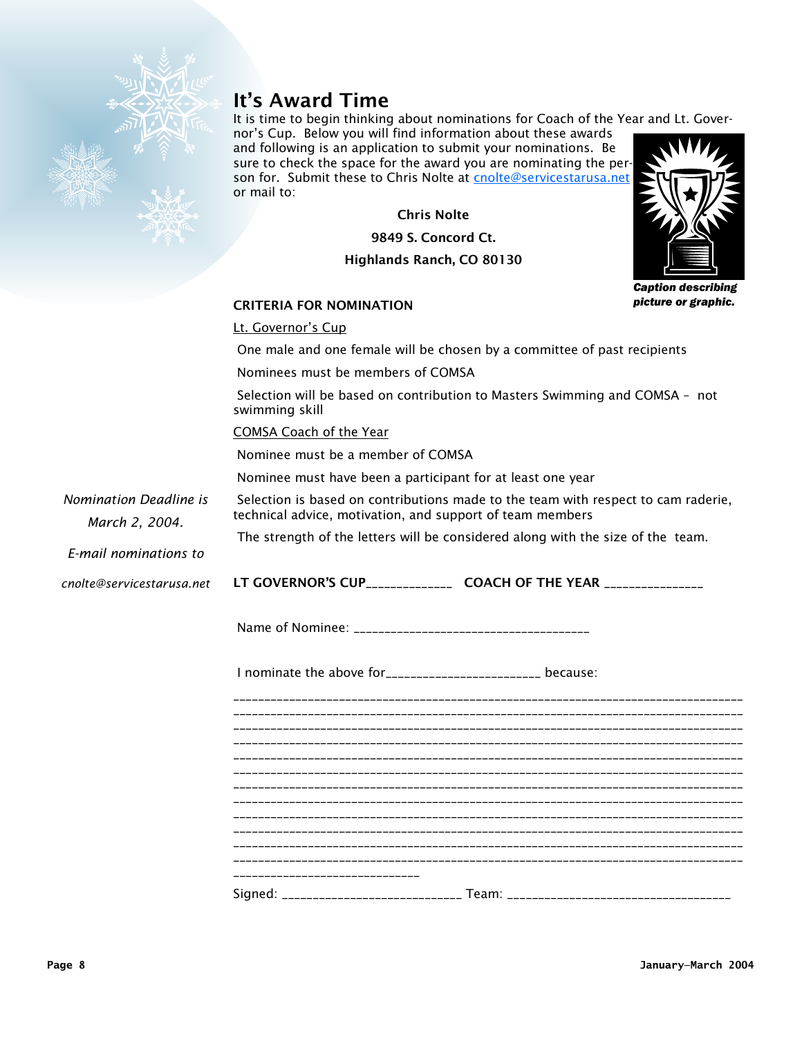# It's Award Time

It is time to begin thinking about nominations for Coach of the Year and Lt. Governor's Cup. Below you will find information about these awards and following is an application to submit your nominations. Be sure to check the space for the award you are nominating the person for. Submit these to Chris Nolte at cnolte@servicestarusa.net or mail to:

**Chris Nolte**

**9849 S. Concord Ct.**

**Highlands Ranch, CO 80130**

***Caption describing picture or graphic.***

*Nomination Deadline is March 2, 2004.*

*E-mail nominations to cnolte@servicestarusa.net*

**CRITERIA FOR NOMINATION**

Lt. Governor's Cup

One male and one female will be chosen by a committee of past recipients

Nominees must be members of COMSA

Selection will be based on contribution to Masters Swimming and COMSA – not swimming skill

COMSA Coach of the Year

Nominee must be a member of COMSA

Nominee must have been a participant for at least one year

Selection is based on contributions made to the team with respect to cam raderie, technical advice, motivation, and support of team members

The strength of the letters will be considered along with the size of the team.

**LT GOVERNOR'S CUP**_____________ **COACH OF THE YEAR** _______________

Name of Nominee: ____________________________________

I nominate the above for_______________________ because:

_______________________________________________________________________________
_______________________________________________________________________________
_______________________________________________________________________________
_______________________________________________________________________________
_______________________________________________________________________________
_______________________________________________________________________________
_______________________________________________________________________________
_______________________________________________________________________________
_______________________________________________________________________________
_______________________________________________________________________________
_______________________________________________________________________________
_______________________________________________________________________________
____________________________

Signed: ___________________________ Team: __________________________________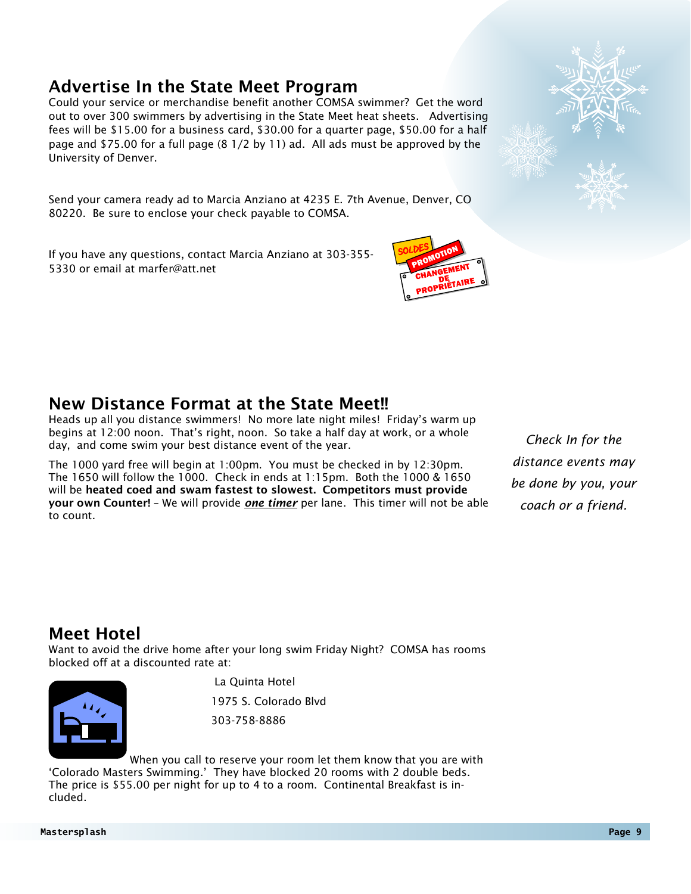## Advertise In the State Meet Program

Could your service or merchandise benefit another COMSA swimmer? Get the word out to over 300 swimmers by advertising in the State Meet heat sheets. Advertising fees will be $15.00 for a business card, $30.00 for a quarter page, $50.00 for a half page and $75.00 for a full page (8 1/2 by 11) ad. All ads must be approved by the University of Denver.

Send your camera ready ad to Marcia Anziano at 4235 E. 7th Avenue, Denver, CO 80220. Be sure to enclose your check payable to COMSA.

If you have any questions, contact Marcia Anziano at 303-355-5330 or email at marfer@att.net

## New Distance Format at the State Meet!!

Heads up all you distance swimmers! No more late night miles! Friday's warm up begins at 12:00 noon. That's right, noon. So take a half day at work, or a whole day, and come swim your best distance event of the year.

The 1000 yard free will begin at 1:00pm. You must be checked in by 12:30pm. The 1650 will follow the 1000. Check in ends at 1:15pm. Both the 1000 & 1650 will be **heated coed and swam fastest to slowest. Competitors must provide your own Counter!** – We will provide ***one timer*** per lane. This timer will not be able to count.

*Check In for the distance events may be done by you, your coach or a friend.*

## Meet Hotel

Want to avoid the drive home after your long swim Friday Night? COMSA has rooms blocked off at a discounted rate at:

La Quinta Hotel
1975 S. Colorado Blvd
303-758-8886

When you call to reserve your room let them know that you are with 'Colorado Masters Swimming.' They have blocked 20 rooms with 2 double beds. The price is $55.00 per night for up to 4 to a room. Continental Breakfast is included.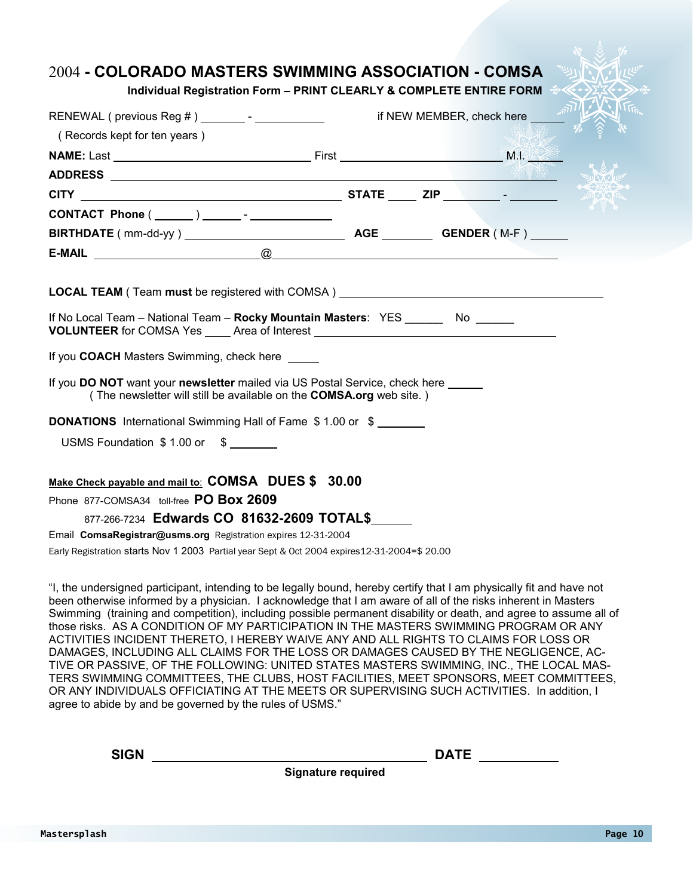# 2004 - COLORADO MASTERS SWIMMING ASSOCIATION - COMSA

**Individual Registration Form – PRINT CLEARLY & COMPLETE ENTIRE FORM**

RENEWAL ( previous Reg # ) _______ - ___________ if NEW MEMBER, check here _____

( Records kept for ten years )

**NAME:** Last ______________________________ First ________________________ M.I. _____

**ADDRESS** ____________________________________________________________

**CITY** ______________________________________ **STATE** ____ **ZIP** ________ - _______

**CONTACT Phone** ( ______ ) ______ - ____________

**BIRTHDATE** ( mm-dd-yy ) _________________________ **AGE** ________ **GENDER** ( M-F ) ______

**E-MAIL** _________________________@_____________________________________

**LOCAL TEAM** ( Team **must** be registered with COMSA ) ________________________________________

If No Local Team – National Team – **Rocky Mountain Masters**: YES ______ No ______

**VOLUNTEER** for COMSA Yes ____ Area of Interest ____________________________________

If you **COACH** Masters Swimming, check here _____

If you **DO NOT** want your **newsletter** mailed via US Postal Service, check here _____
( The newsletter will still be available on the **COMSA.org** web site. )

**DONATIONS** International Swimming Hall of Fame $ 1.00 or $ _______

USMS Foundation $ 1.00 or $ _______

**Make Check payable and mail to**: **COMSA DUES $ 30.00**

Phone 877-COMSA34 toll-free **PO Box 2609**

877-266-7234 **Edwards CO 81632-2609 TOTAL$**______

Email **ComsaRegistrar@usms.org** Registration expires 12-31-2004

Early Registration starts Nov 1 2003 Partial year Sept & Oct 2004 expires12-31-2004=$ 20.00

"I, the undersigned participant, intending to be legally bound, hereby certify that I am physically fit and have not been otherwise informed by a physician. I acknowledge that I am aware of all of the risks inherent in Masters Swimming (training and competition), including possible permanent disability or death, and agree to assume all of those risks. AS A CONDITION OF MY PARTICIPATION IN THE MASTERS SWIMMING PROGRAM OR ANY ACTIVITIES INCIDENT THERETO, I HEREBY WAIVE ANY AND ALL RIGHTS TO CLAIMS FOR LOSS OR DAMAGES, INCLUDING ALL CLAIMS FOR THE LOSS OR DAMAGES CAUSED BY THE NEGLIGENCE, ACTIVE OR PASSIVE, OF THE FOLLOWING: UNITED STATES MASTERS SWIMMING, INC., THE LOCAL MASTERS SWIMMING COMMITTEES, THE CLUBS, HOST FACILITIES, MEET SPONSORS, MEET COMMITTEES, OR ANY INDIVIDUALS OFFICIATING AT THE MEETS OR SUPERVISING SUCH ACTIVITIES. In addition, I agree to abide by and be governed by the rules of USMS."

**SIGN** ____________________________________ **DATE** __________

**Signature required**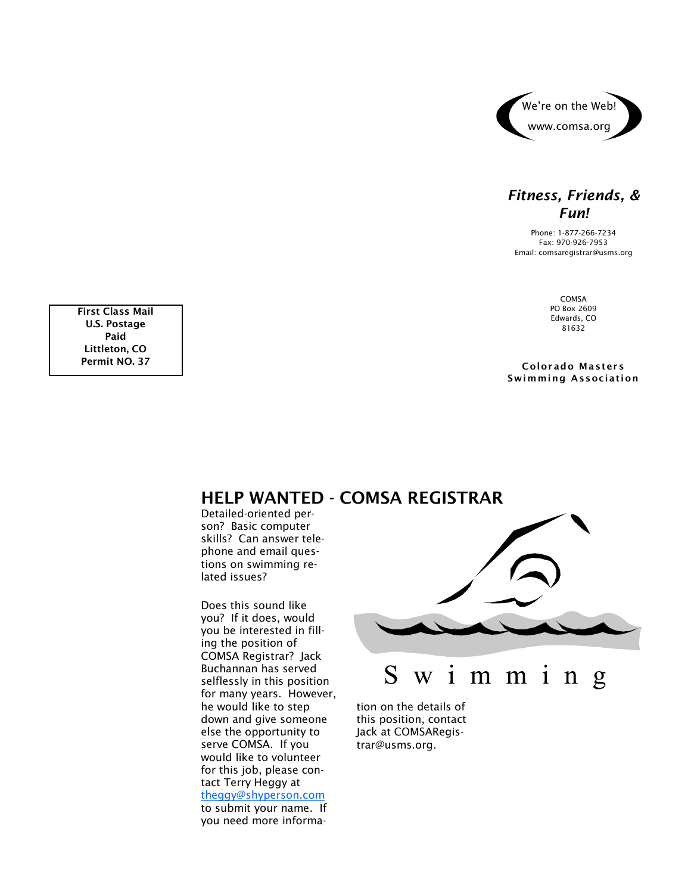We're on the Web!
www.comsa.org

***Fitness, Friends, & Fun!***

Phone: 1-877-266-7234
Fax: 970-926-7953
Email: comsaregistrar@usms.org

COMSA
PO Box 2609
Edwards, CO
81632

**Colorado Masters Swimming Association**

**First Class Mail**
**U.S. Postage**
**Paid**
**Littleton, CO**
**Permit NO. 37**

## HELP WANTED - COMSA REGISTRAR

Detailed-oriented person? Basic computer skills? Can answer telephone and email questions on swimming related issues?

Does this sound like you? If it does, would you be interested in filling the position of COMSA Registrar? Jack Buchannan has served selflessly in this position for many years. However, he would like to step down and give someone else the opportunity to serve COMSA. If you would like to volunteer for this job, please contact Terry Heggy at theggy@shyperson.com to submit your name. If you need more information on the details of this position, contact Jack at COMSARegistrar@usms.org.

Swimming